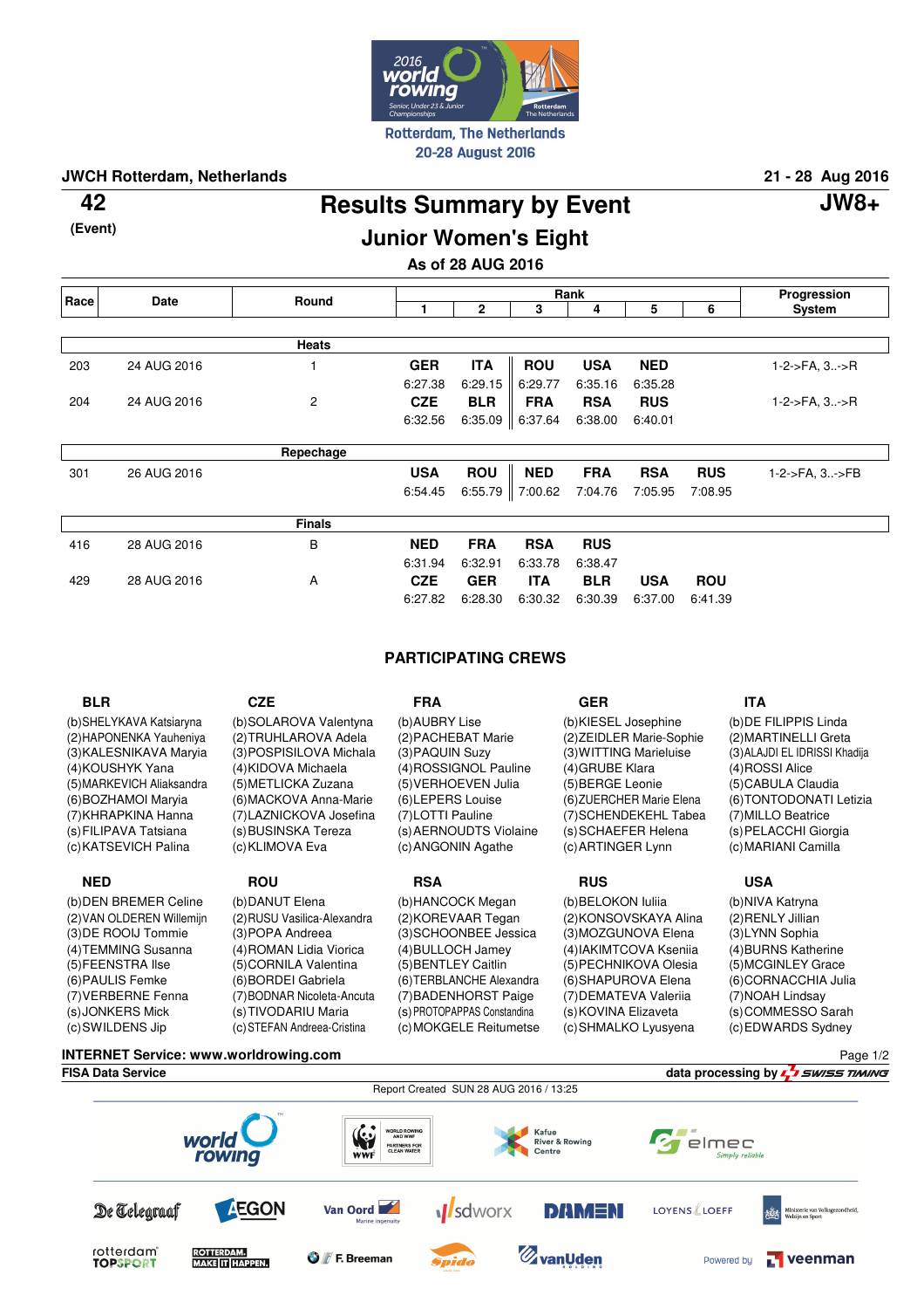Rotterdam, The Netherlands
20-28 August 2016

**JWCH Rotterdam, Netherlands** — **21 - 28 Aug 2016**

**42** (Event)

# Results Summary by Event

**JW8+**

## Junior Women's Eight

### As of 28 AUG 2016

| Race | Date | Round | Rank 1 | 2 | 3 | 4 | 5 | 6 | Progression System |
|---|---|---|---|---|---|---|---|---|---|
| | | **Heats** | | | | | | | |
| 203 | 24 AUG 2016 | 1 | **GER** 6:27.38 | **ITA** 6:29.15 | **ROU** 6:29.77 | **USA** 6:35.16 | **NED** 6:35.28 | | 1-2->FA, 3..->R |
| 204 | 24 AUG 2016 | 2 | **CZE** 6:32.56 | **BLR** 6:35.09 | **FRA** 6:37.64 | **RSA** 6:38.00 | **RUS** 6:40.01 | | 1-2->FA, 3..->R |
| | | **Repechage** | | | | | | | |
| 301 | 26 AUG 2016 | | **USA** 6:54.45 | **ROU** 6:55.79 | **NED** 7:00.62 | **FRA** 7:04.76 | **RSA** 7:05.95 | **RUS** 7:08.95 | 1-2->FA, 3..->FB |
| | | **Finals** | | | | | | | |
| 416 | 28 AUG 2016 | B | **NED** 6:31.94 | **FRA** 6:32.91 | **RSA** 6:33.78 | **RUS** 6:38.47 | | | |
| 429 | 28 AUG 2016 | A | **CZE** 6:27.82 | **GER** 6:28.30 | **ITA** 6:30.32 | **BLR** 6:30.39 | **USA** 6:37.00 | **ROU** 6:41.39 | |

## PARTICIPATING CREWS

| BLR | CZE | FRA | GER | ITA |
|---|---|---|---|---|
| (b)SHELYKAVA Katsiaryna | (b)SOLAROVA Valentyna | (b)AUBRY Lise | (b)KIESEL Josephine | (b)DE FILIPPIS Linda |
| (2)HAPONENKA Yauheniya | (2)TRUHLAROVA Adela | (2)PACHEBAT Marie | (2)ZEIDLER Marie-Sophie | (2)MARTINELLI Greta |
| (3)KALESNIKAVA Maryia | (3)POSPISILOVA Michala | (3)PAQUIN Suzy | (3)WITTING Marieluise | (3)ALAJDI EL IDRISSI Khadija |
| (4)KOUSHYK Yana | (4)KIDOVA Michaela | (4)ROSSIGNOL Pauline | (4)GRUBE Klara | (4)ROSSI Alice |
| (5)MARKEVICH Aliaksandra | (5)METLICKA Zuzana | (5)VERHOEVEN Julia | (5)BERGE Leonie | (5)CABULA Claudia |
| (6)BOZHAMOI Maryia | (6)MACKOVA Anna-Marie | (6)LEPERS Louise | (6)ZUERCHER Marie Elena | (6)TONTODONATI Letizia |
| (7)KHRAPKINA Hanna | (7)LAZNICKOVA Josefina | (7)LOTTI Pauline | (7)SCHENDEKEHL Tabea | (7)MILLO Beatrice |
| (s)FILIPAVA Tatsiana | (s)BUSINSKA Tereza | (s)AERNOUDTS Violaine | (s)SCHAEFER Helena | (s)PELACCHI Giorgia |
| (c)KATSEVICH Palina | (c)KLIMOVA Eva | (c)ANGONIN Agathe | (c)ARTINGER Lynn | (c)MARIANI Camilla |

| NED | ROU | RSA | RUS | USA |
|---|---|---|---|---|
| (b)DEN BREMER Celine | (b)DANUT Elena | (b)HANCOCK Megan | (b)BELOKON Iuliia | (b)NIVA Katryna |
| (2)VAN OLDEREN Willemijn | (2)RUSU Vasilica-Alexandra | (2)KOREVAAR Tegan | (2)KONSOVSKAYA Alina | (2)RENLY Jillian |
| (3)DE ROOIJ Tommie | (3)POPA Andreea | (3)SCHOONBEE Jessica | (3)MOZGUNOVA Elena | (3)LYNN Sophia |
| (4)TEMMING Susanna | (4)ROMAN Lidia Viorica | (4)BULLOCH Jamey | (4)IAKIMTCOVA Kseniia | (4)BURNS Katherine |
| (5)FEENSTRA Ilse | (5)CORNILA Valentina | (5)BENTLEY Caitlin | (5)PECHNIKOVA Olesia | (5)MCGINLEY Grace |
| (6)PAULIS Femke | (6)BORDEI Gabriela | (6)TERBLANCHE Alexandra | (6)SHAPUROVA Elena | (6)CORNACCHIA Julia |
| (7)VERBERNE Fenna | (7)BODNAR Nicoleta-Ancuta | (7)BADENHORST Paige | (7)DEMATEVA Valeriia | (7)NOAH Lindsay |
| (s)JONKERS Mick | (s)TIVODARIU Maria | (s)PROTOPAPPAS Constandina | (s)KOVINA Elizaveta | (s)COMMESSO Sarah |
| (c)SWILDENS Jip | (c)STEFAN Andreea-Cristina | (c)MOKGELE Reitumetse | (c)SHMALKO Lyusyena | (c)EDWARDS Sydney |

**INTERNET Service: www.worldrowing.com**

**FISA Data Service** — **data processing by SWISS TIMING**

Report Created SUN 28 AUG 2016 / 13:25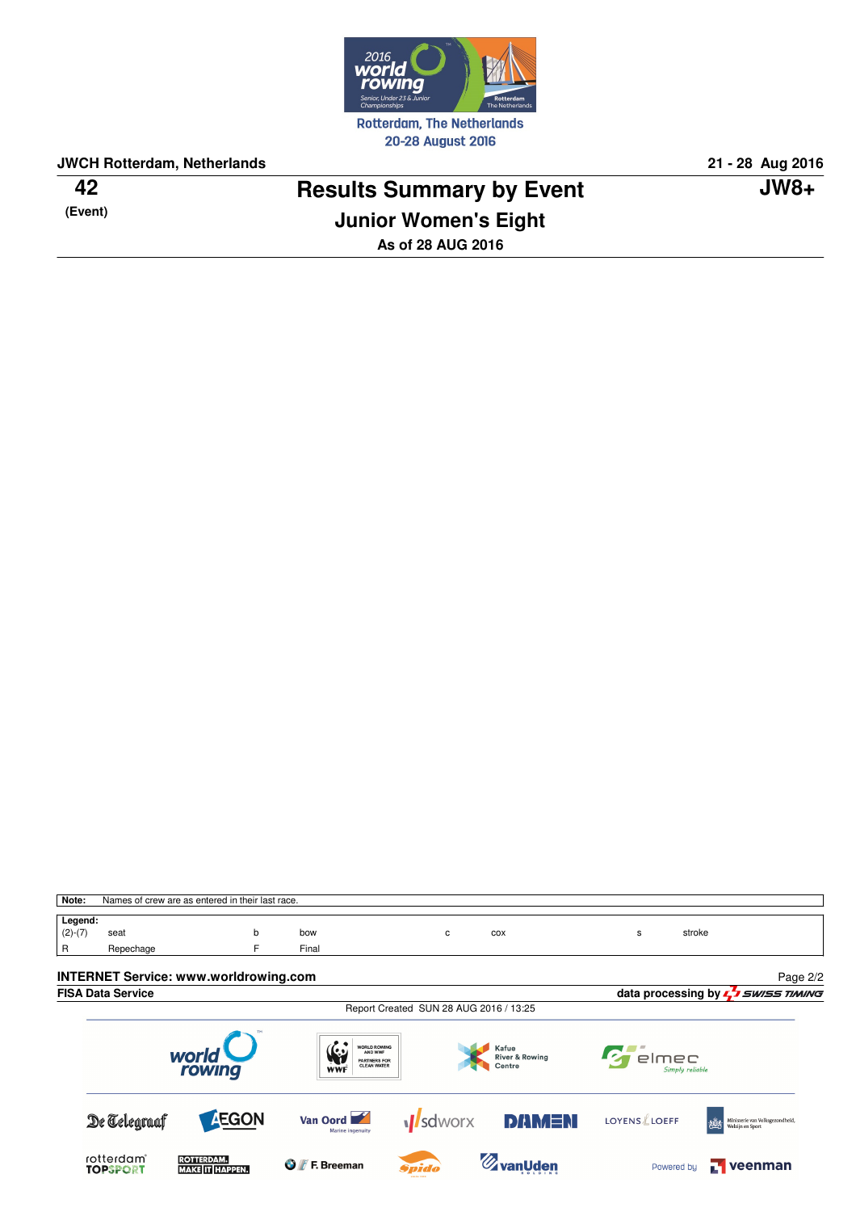**JWCH Rotterdam, Netherlands** **21 - 28 Aug 2016**

**42** (Event)

# Results Summary by Event

**JW8+**

## Junior Women's Eight

**As of 28 AUG 2016**

**Note:** Names of crew are as entered in their last race.

**Legend:**

| | | | | | | | |
|---|---|---|---|---|---|---|---|
| (2)-(7) | seat | b | bow | c | cox | s | stroke |
| R | Repechage | F | Final | | | | |

**INTERNET Service: www.worldrowing.com**

**FISA Data Service** **data processing by SWISS TIMING**

Report Created SUN 28 AUG 2016 / 13:25